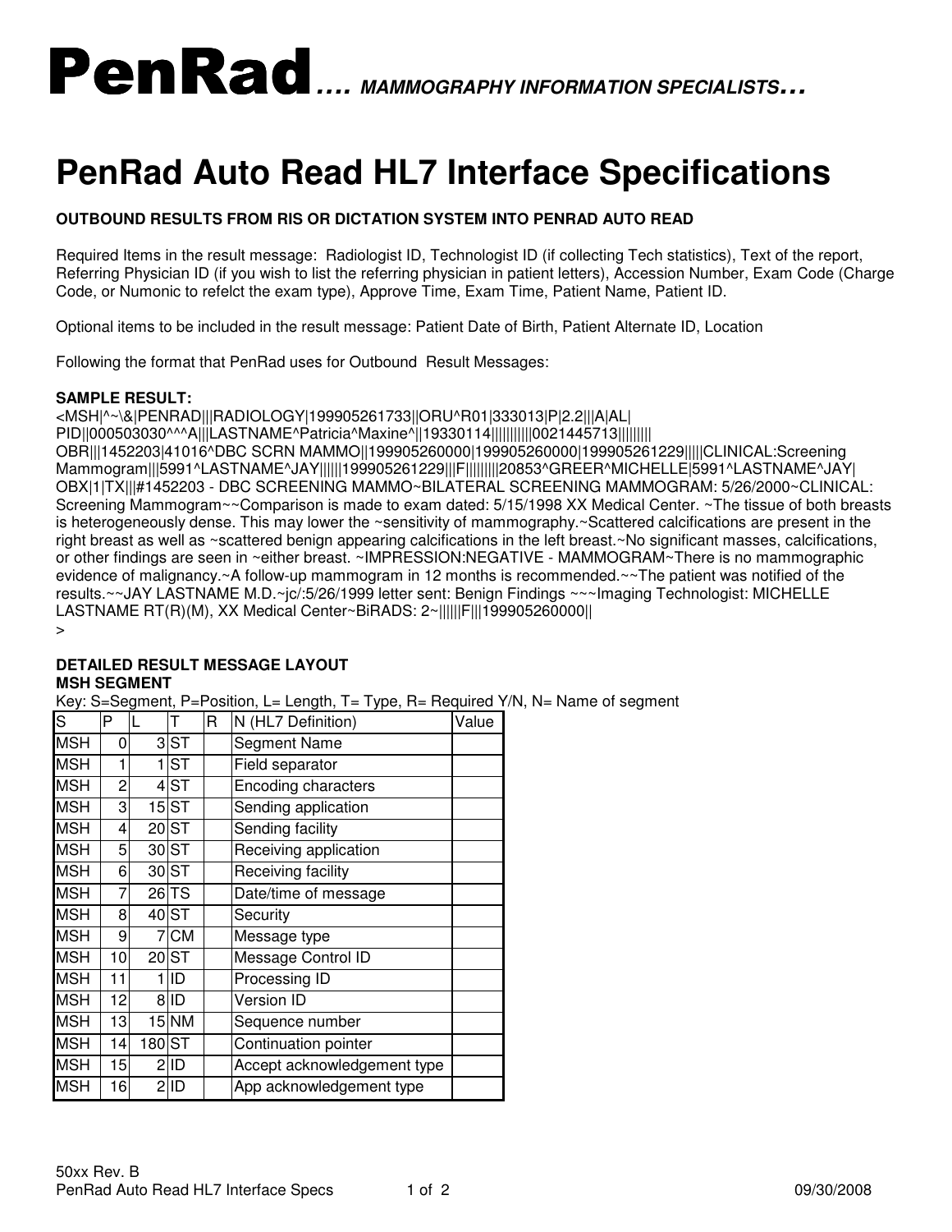# PenRad.... *MAMMOGRAPHY INFORMATION SPECIALISTS...*

# PenRad Auto Read HL7 Interface Specifications

**OUTBOUND RESULTS FROM RIS OR DICTATION SYSTEM INTO PENRAD AUTO READ**

Required Items in the result message: Radiologist ID, Technologist ID (if collecting Tech statistics), Text of the report, Referring Physician ID (if you wish to list the referring physician in patient letters), Accession Number, Exam Code (Charge Code, or Numonic to refelct the exam type), Approve Time, Exam Time, Patient Name, Patient ID.

Optional items to be included in the result message: Patient Date of Birth, Patient Alternate ID, Location

Following the format that PenRad uses for Outbound Result Messages:

**SAMPLE RESULT:**

```
<MSH|^~\&|PENRAD|||RADIOLOGY|199905261733||ORU^R01|333013|P|2.2|||A|AL|
PID||000503030^^^A|||LASTNAME^Patricia^Maxine^||19330114||||||||||0021445713||||||||
OBR|||1452203|41016^DBC SCRN MAMMO||199905260000|199905260000|199905261229|||||CLINICAL:Screening Mammogram|||5991^LASTNAME^JAY||||||199905261229|||F|||||||||20853^GREER^MICHELLE|5991^LASTNAME^JAY|
OBX|1|TX|||#1452203 - DBC SCREENING MAMMO~BILATERAL SCREENING MAMMOGRAM: 5/26/2000~CLINICAL: Screening Mammogram~~Comparison is made to exam dated: 5/15/1998 XX Medical Center. ~The tissue of both breasts is heterogeneously dense. This may lower the ~sensitivity of mammography.~Scattered calcifications are present in the right breast as well as ~scattered benign appearing calcifications in the left breast.~No significant masses, calcifications, or other findings are seen in ~either breast. ~IMPRESSION:NEGATIVE - MAMMOGRAM~There is no mammographic evidence of malignancy.~A follow-up mammogram in 12 months is recommended.~~The patient was notified of the results.~~JAY LASTNAME M.D.~jc/:5/26/1999 letter sent: Benign Findings ~~~Imaging Technologist: MICHELLE LASTNAME RT(R)(M), XX Medical Center~BiRADS: 2~||||||F|||199905260000||
>
```

**DETAILED RESULT MESSAGE LAYOUT**
**MSH SEGMENT**

Key: S=Segment, P=Position, L= Length, T= Type, R= Required Y/N, N= Name of segment

| S | P | L | T | R | N (HL7 Definition) | Value |
|---|---|---|---|---|---|---|
| MSH | 0 | 3 | ST | | Segment Name | |
| MSH | 1 | 1 | ST | | Field separator | |
| MSH | 2 | 4 | ST | | Encoding characters | |
| MSH | 3 | 15 | ST | | Sending application | |
| MSH | 4 | 20 | ST | | Sending facility | |
| MSH | 5 | 30 | ST | | Receiving application | |
| MSH | 6 | 30 | ST | | Receiving facility | |
| MSH | 7 | 26 | TS | | Date/time of message | |
| MSH | 8 | 40 | ST | | Security | |
| MSH | 9 | 7 | CM | | Message type | |
| MSH | 10 | 20 | ST | | Message Control ID | |
| MSH | 11 | 1 | ID | | Processing ID | |
| MSH | 12 | 8 | ID | | Version ID | |
| MSH | 13 | 15 | NM | | Sequence number | |
| MSH | 14 | 180 | ST | | Continuation pointer | |
| MSH | 15 | 2 | ID | | Accept acknowledgement type | |
| MSH | 16 | 2 | ID | | App acknowledgement type | |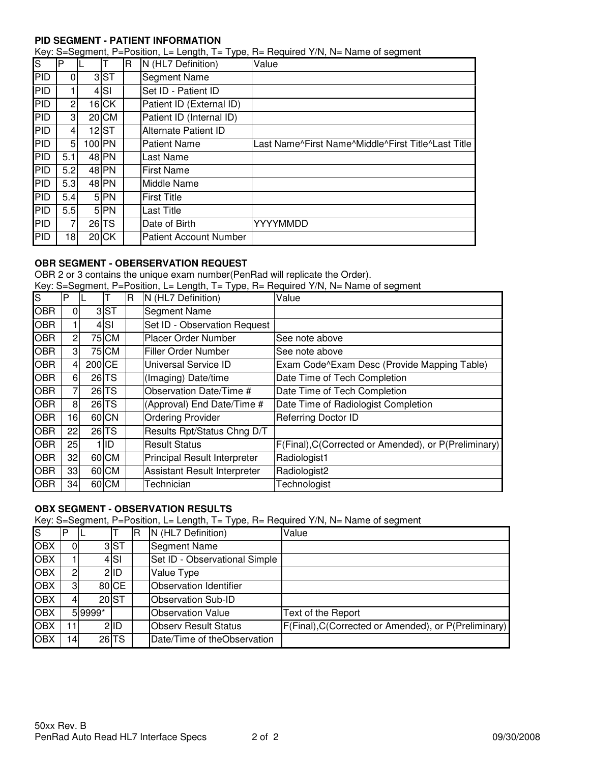### PID SEGMENT - PATIENT INFORMATION

Key: S=Segment, P=Position, L= Length, T= Type, R= Required Y/N, N= Name of segment

| S | P | L | T | R | N (HL7 Definition) | Value |
|---|---|---|---|---|---|---|
| PID | 0 | 3 | ST | | Segment Name | |
| PID | 1 | 4 | SI | | Set ID - Patient ID | |
| PID | 2 | 16 | CK | | Patient ID (External ID) | |
| PID | 3 | 20 | CM | | Patient ID (Internal ID) | |
| PID | 4 | 12 | ST | | Alternate Patient ID | |
| PID | 5 | 100 | PN | | Patient Name | Last Name^First Name^Middle^First Title^Last Title |
| PID | 5.1 | 48 | PN | | Last Name | |
| PID | 5.2 | 48 | PN | | First Name | |
| PID | 5.3 | 48 | PN | | Middle Name | |
| PID | 5.4 | 5 | PN | | First Title | |
| PID | 5.5 | 5 | PN | | Last Title | |
| PID | 7 | 26 | TS | | Date of Birth | YYYYMMDD |
| PID | 18 | 20 | CK | | Patient Account Number | |

### OBR SEGMENT - OBERSERVATION REQUEST

OBR 2 or 3 contains the unique exam number(PenRad will replicate the Order).

Key: S=Segment, P=Position, L= Length, T= Type, R= Required Y/N, N= Name of segment

| S | P | L | T | R | N (HL7 Definition) | Value |
|---|---|---|---|---|---|---|
| OBR | 0 | 3 | ST | | Segment Name | |
| OBR | 1 | 4 | SI | | Set ID - Observation Request | |
| OBR | 2 | 75 | CM | | Placer Order Number | See note above |
| OBR | 3 | 75 | CM | | Filler Order Number | See note above |
| OBR | 4 | 200 | CE | | Universal Service ID | Exam Code^Exam Desc (Provide Mapping Table) |
| OBR | 6 | 26 | TS | | (Imaging) Date/time | Date Time of Tech Completion |
| OBR | 7 | 26 | TS | | Observation Date/Time # | Date Time of Tech Completion |
| OBR | 8 | 26 | TS | | (Approval) End Date/Time # | Date Time of Radiologist Completion |
| OBR | 16 | 60 | CN | | Ordering Provider | Referring Doctor ID |
| OBR | 22 | 26 | TS | | Results Rpt/Status Chng D/T | |
| OBR | 25 | 1 | ID | | Result Status | F(Final),C(Corrected or Amended), or P(Preliminary) |
| OBR | 32 | 60 | CM | | Principal Result Interpreter | Radiologist1 |
| OBR | 33 | 60 | CM | | Assistant Result Interpreter | Radiologist2 |
| OBR | 34 | 60 | CM | | Technician | Technologist |

### OBX SEGMENT - OBSERVATION RESULTS

Key: S=Segment, P=Position, L= Length, T= Type, R= Required Y/N, N= Name of segment

| S | P | L | T | R | N (HL7 Definition) | Value |
|---|---|---|---|---|---|---|
| OBX | 0 | 3 | ST | | Segment Name | |
| OBX | 1 | 4 | SI | | Set ID - Observational Simple | |
| OBX | 2 | 2 | ID | | Value Type | |
| OBX | 3 | 80 | CE | | Observation Identifier | |
| OBX | 4 | 20 | ST | | Observation Sub-ID | |
| OBX | 5 | 9999* | | | Observation Value | Text of the Report |
| OBX | 11 | 2 | ID | | Observ Result Status | F(Final),C(Corrected or Amended), or P(Preliminary) |
| OBX | 14 | 26 | TS | | Date/Time of theObservation | |

50xx Rev. B
PenRad Auto Read HL7 Interface Specs 09/30/2008